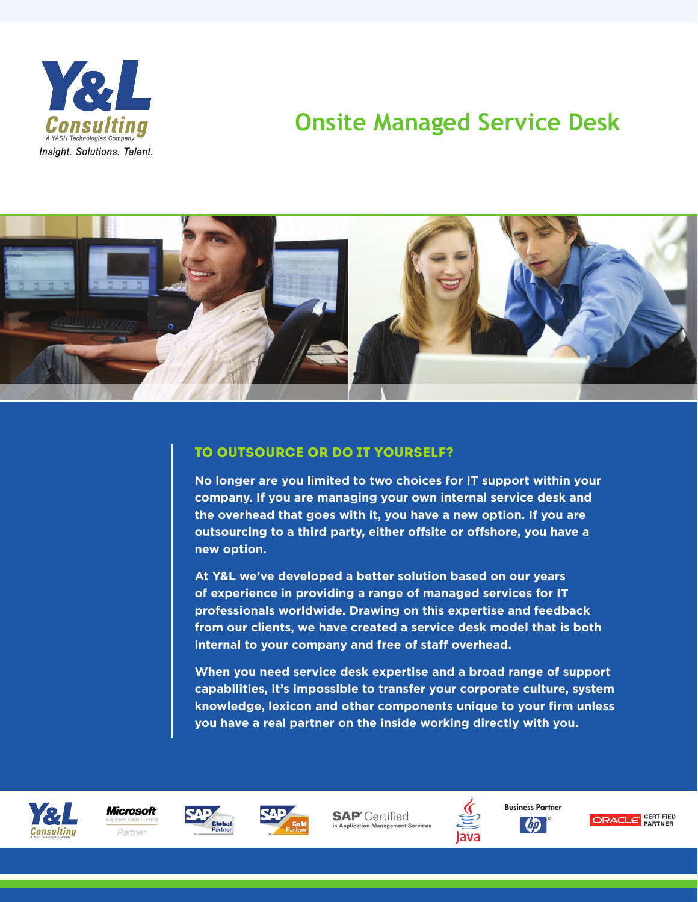Y&L Consulting
A YASH Technologies Company
*Insight. Solutions. Talent.*

# Onsite Managed Service Desk

## TO OUTSOURCE OR DO IT YOURSELF?

**No longer are you limited to two choices for IT support within your company. If you are managing your own internal service desk and the overhead that goes with it, you have a new option. If you are outsourcing to a third party, either offsite or offshore, you have a new option.**

**At Y&L we've developed a better solution based on our years of experience in providing a range of managed services for IT professionals worldwide. Drawing on this expertise and feedback from our clients, we have created a service desk model that is both internal to your company and free of staff overhead.**

**When you need service desk expertise and a broad range of support capabilities, it's impossible to transfer your corporate culture, system knowledge, lexicon and other components unique to your firm unless you have a real partner on the inside working directly with you.**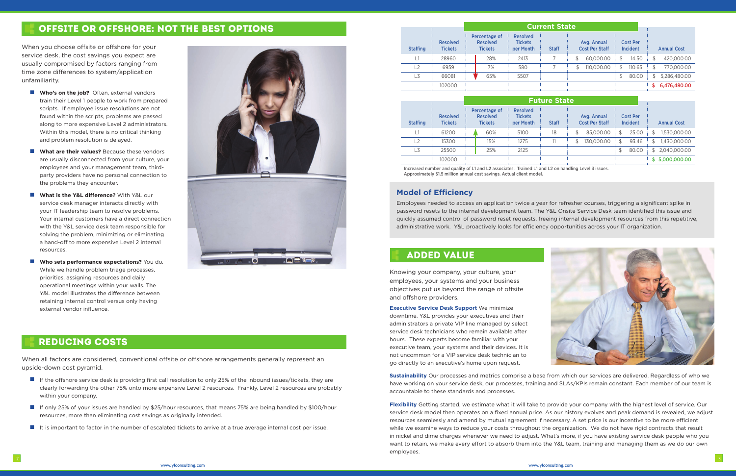## OFFSITE OR OFFSHORE: NOT THE BEST OPTIONS

When you choose offsite or offshore for your service desk, the cost savings you expect are usually compromised by factors ranging from time zone differences to system/application unfamiliarity.

- **Who's on the job?** Often, external vendors train their Level 1 people to work from prepared scripts. If employee issue resolutions are not found within the scripts, problems are passed along to more expensive Level 2 administrators. Within this model, there is no critical thinking and problem resolution is delayed.
- **What are their values?** Because these vendors are usually disconnected from your culture, your employees and your management team, third-party providers have no personal connection to the problems they encounter.
- **What is the Y&L difference?** With Y&L our service desk manager interacts directly with your IT leadership team to resolve problems. Your internal customers have a direct connection with the Y&L service desk team responsible for solving the problem, minimizing or eliminating a hand-off to more expensive Level 2 internal resources.
- **Who sets performance expectations?** You do. While we handle problem triage processes, priorities, assigning resources and daily operational meetings within your walls. The Y&L model illustrates the difference between retaining internal control versus only having external vendor influence.

## REDUCING COSTS

When all factors are considered, conventional offsite or offshore arrangements generally represent an upside-down cost pyramid.

- If the offshore service desk is providing first call resolution to only 25% of the inbound issues/tickets, they are clearly forwarding the other 75% onto more expensive Level 2 resources. Frankly, Level 2 resources are probably within your company.
- If only 25% of your issues are handled by $25/hour resources, that means 75% are being handled by $100/hour resources, more than eliminating cost savings as originally intended.
- It is important to factor in the number of escalated tickets to arrive at a true average internal cost per issue.

**Current State**

| Staffing | Resolved Tickets | Percentage of Resolved Tickets | Resolved Tickets per Month | Staff | Avg. Annual Cost Per Staff | Cost Per Incident | Annual Cost |
|---|---|---|---|---|---|---|---|
| L1 | 28960 | 28% | 2413 | 7 | $ 60,000.00 | $ 14.50 | $ 420,000.00 |
| L2 | 6959 | 7% | 580 | 7 | $ 110,000.00 | $ 110.65 | $ 770,000.00 |
| L3 | 66081 | 65% | 5507 | | | $ 80.00 | $ 5,286,480.00 |
| | 102000 | | | | | | $ 6,476,480.00 |

**Future State**

| Staffing | Resolved Tickets | Percentage of Resolved Tickets | Resolved Tickets per Month | Staff | Avg. Annual Cost Per Staff | Cost Per Incident | Annual Cost |
|---|---|---|---|---|---|---|---|
| L1 | 61200 | 60% | 5100 | 18 | $ 85,000.00 | $ 25.00 | $ 1,530,000.00 |
| L2 | 15300 | 15% | 1275 | 11 | $ 130,000.00 | $ 93.46 | $ 1,430,000.00 |
| L3 | 25500 | 25% | 2125 | | | $ 80.00 | $ 2,040,000.00 |
| | 102000 | | | | | | $ 5,000,000.00 |

Increased number and quality of L1 and L2 associates. Trained L1 and L2 on handling Level 3 issues. Approximately $1.5 million annual cost savings. Actual client model.

### Model of Efficiency

Employees needed to access an application twice a year for refresher courses, triggering a significant spike in password resets to the internal development team. The Y&L Onsite Service Desk team identified this issue and quickly assumed control of password reset requests, freeing internal development resources from this repetitive, administrative work. Y&L proactively looks for efficiency opportunities across your IT organization.

## ADDED VALUE

Knowing your company, your culture, your employees, your systems and your business objectives put us beyond the range of offsite and offshore providers.

**Executive Service Desk Support** We minimize downtime. Y&L provides your executives and their administrators a private VIP line managed by select service desk technicians who remain available after hours. These experts become familiar with your executive team, your systems and their devices. It is not uncommon for a VIP service desk technician to go directly to an executive's home upon request.

**Sustainability** Our processes and metrics comprise a base from which our services are delivered. Regardless of who we have working on your service desk, our processes, training and SLAs/KPIs remain constant. Each member of our team is accountable to these standards and processes.

**Flexibility** Getting started, we estimate what it will take to provide your company with the highest level of service. Our service desk model then operates on a fixed annual price. As our history evolves and peak demand is revealed, we adjust resources seamlessly and amend by mutual agreement if necessary. A set price is our incentive to be more efficient while we examine ways to reduce your costs throughout the organization. We do not have rigid contracts that result in nickel and dime charges whenever we need to adjust. What's more, if you have existing service desk people who you want to retain, we make every effort to absorb them into the Y&L team, training and managing them as we do our own employees.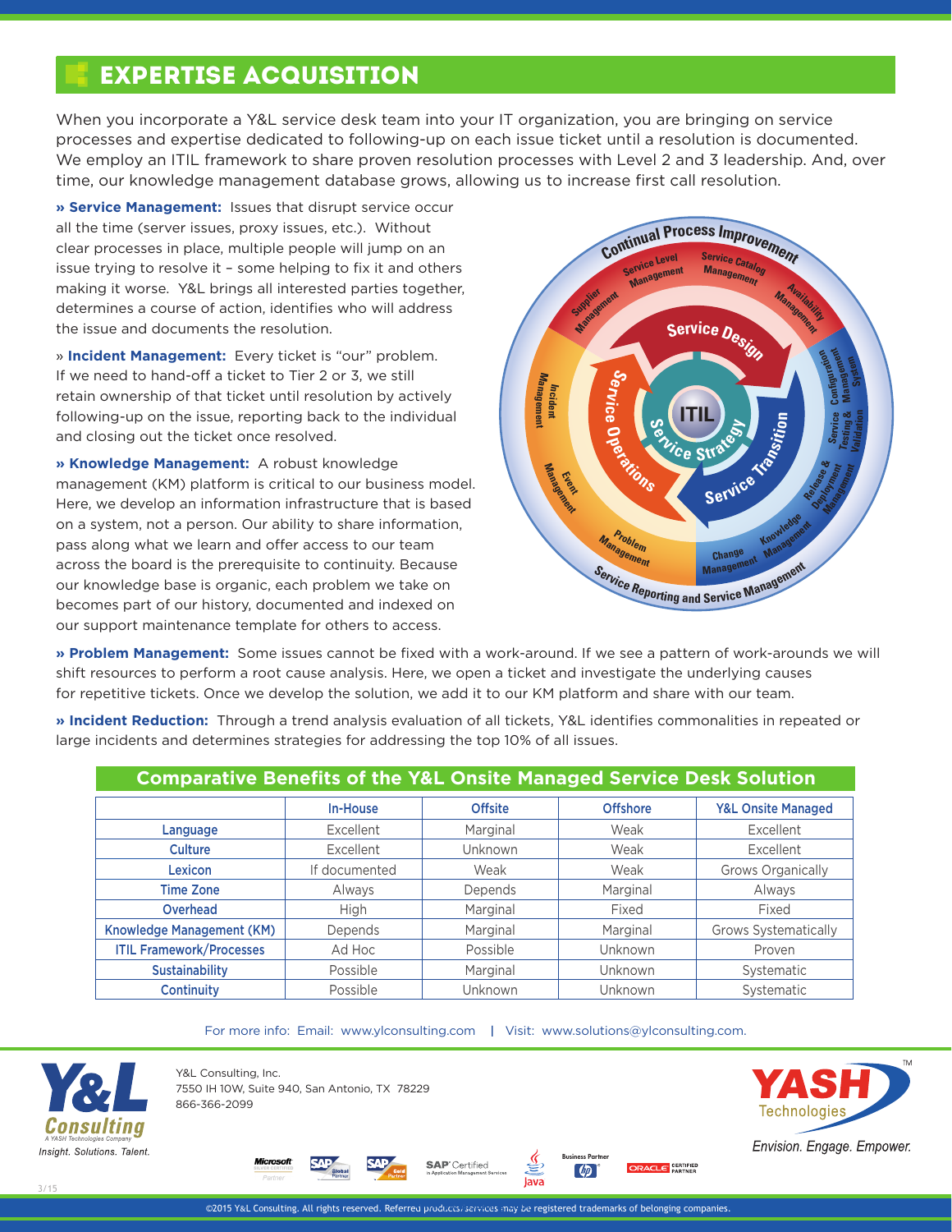# EXPERTISE ACQUISITION

When you incorporate a Y&L service desk team into your IT organization, you are bringing on service processes and expertise dedicated to following-up on each issue ticket until a resolution is documented. We employ an ITIL framework to share proven resolution processes with Level 2 and 3 leadership. And, over time, our knowledge management database grows, allowing us to increase first call resolution.

**» Service Management:** Issues that disrupt service occur all the time (server issues, proxy issues, etc.). Without clear processes in place, multiple people will jump on an issue trying to resolve it – some helping to fix it and others making it worse. Y&L brings all interested parties together, determines a course of action, identifies who will address the issue and documents the resolution.

» **Incident Management:** Every ticket is "our" problem. If we need to hand-off a ticket to Tier 2 or 3, we still retain ownership of that ticket until resolution by actively following-up on the issue, reporting back to the individual and closing out the ticket once resolved.

**» Knowledge Management:** A robust knowledge management (KM) platform is critical to our business model. Here, we develop an information infrastructure that is based on a system, not a person. Our ability to share information, pass along what we learn and offer access to our team across the board is the prerequisite to continuity. Because our knowledge base is organic, each problem we take on becomes part of our history, documented and indexed on our support maintenance template for others to access.

Continual Process Improvement
Service Level Management
Service Catalog Management
Supplier Management
Availability Management
Service Design
Configuration Management System
Service Testing & Validation
Incident Management
Service Operations
ITIL
Service Strategy
Service Transition
Event Management
Release & Deployment Management
Knowledge Management
Problem Management
Change Management
Service Reporting and Service Management

**» Problem Management:** Some issues cannot be fixed with a work-around. If we see a pattern of work-arounds we will shift resources to perform a root cause analysis. Here, we open a ticket and investigate the underlying causes for repetitive tickets. Once we develop the solution, we add it to our KM platform and share with our team.

**» Incident Reduction:** Through a trend analysis evaluation of all tickets, Y&L identifies commonalities in repeated or large incidents and determines strategies for addressing the top 10% of all issues.

## Comparative Benefits of the Y&L Onsite Managed Service Desk Solution

| | In-House | Offsite | Offshore | Y&L Onsite Managed |
|---|---|---|---|---|
| Language | Excellent | Marginal | Weak | Excellent |
| Culture | Excellent | Unknown | Weak | Excellent |
| Lexicon | If documented | Weak | Weak | Grows Organically |
| Time Zone | Always | Depends | Marginal | Always |
| Overhead | High | Marginal | Fixed | Fixed |
| Knowledge Management (KM) | Depends | Marginal | Marginal | Grows Systematically |
| ITIL Framework/Processes | Ad Hoc | Possible | Unknown | Proven |
| Sustainability | Possible | Marginal | Unknown | Systematic |
| Continuity | Possible | Unknown | Unknown | Systematic |

For more info: Email: www.ylconsulting.com | Visit: www.solutions@ylconsulting.com.

Y&L Consulting
A YASH Technologies Company
Insight. Solutions. Talent.

Y&L Consulting, Inc.
7550 IH 10W, Suite 940, San Antonio, TX 78229
866-366-2099

YASH Technologies
Envision. Engage. Empower.

©2015 Y&L Consulting. All rights reserved. Referred products/services may be registered trademarks of belonging companies.